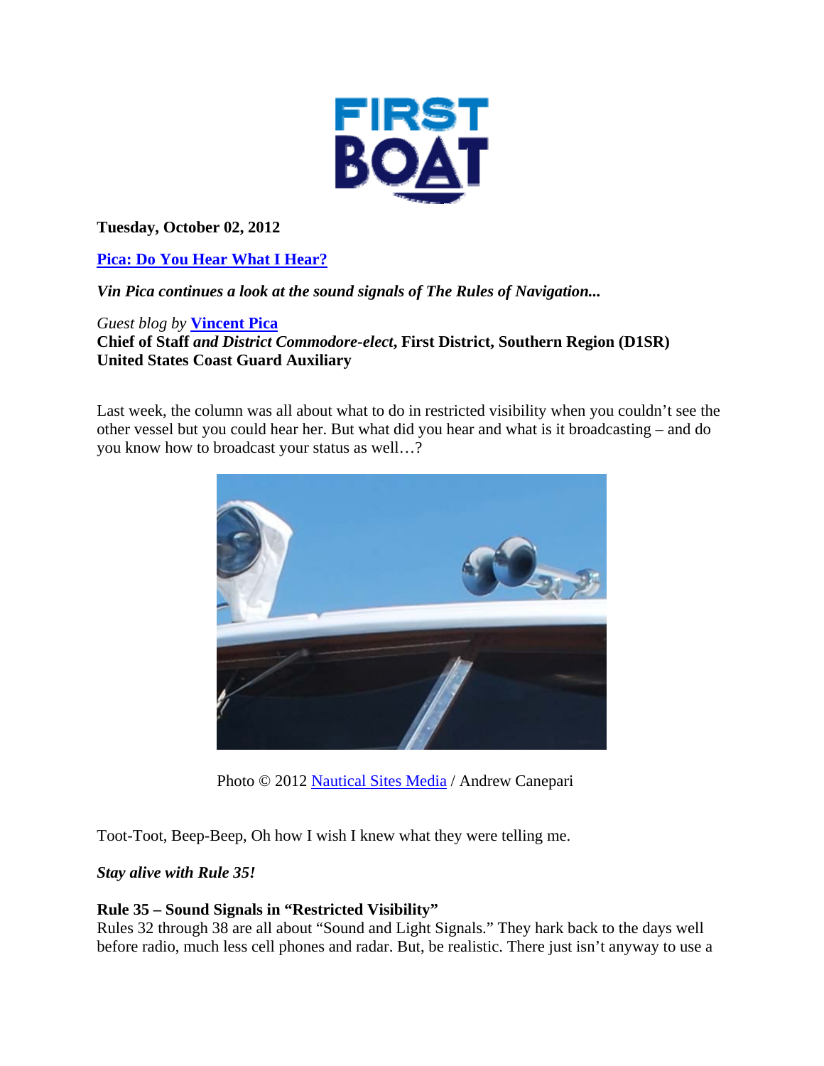Tuesday, October 02, 2012

**Pica: Do You Hear What I Hear?**

***Vin Pica continues a look at the sound signals of The Rules of Navigation...***

*Guest blog by* **Vincent Pica**
**Chief of Staff *and District Commodore-elect*, First District, Southern Region (D1SR)**
**United States Coast Guard Auxiliary**

Last week, the column was all about what to do in restricted visibility when you couldn't see the other vessel but you could hear her. But what did you hear and what is it broadcasting – and do you know how to broadcast your status as well…?

Photo © 2012 Nautical Sites Media / Andrew Canepari

Toot-Toot, Beep-Beep, Oh how I wish I knew what they were telling me.

***Stay alive with Rule 35!***

**Rule 35 – Sound Signals in "Restricted Visibility"**
Rules 32 through 38 are all about "Sound and Light Signals." They hark back to the days well before radio, much less cell phones and radar. But, be realistic. There just isn't anyway to use a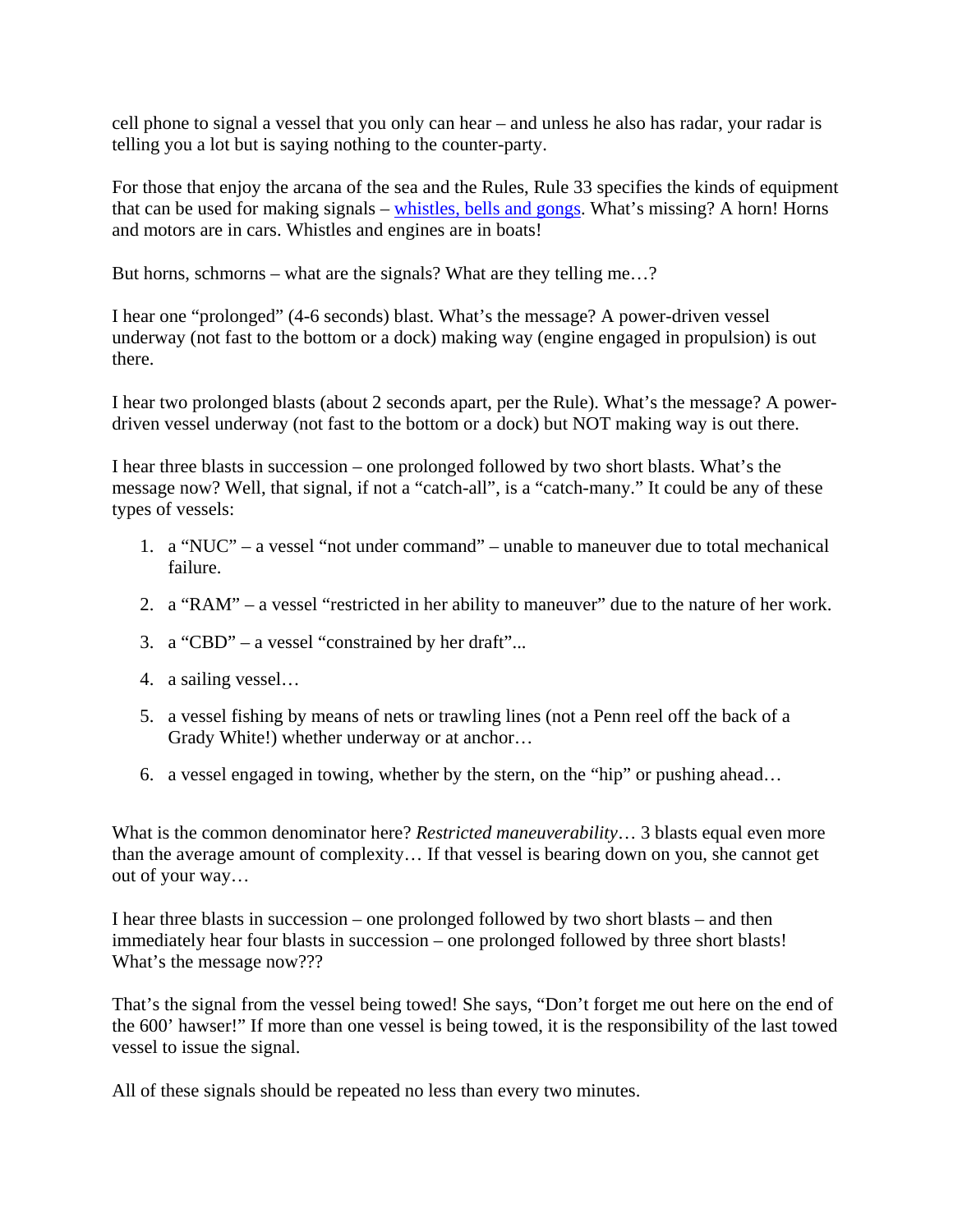cell phone to signal a vessel that you only can hear – and unless he also has radar, your radar is telling you a lot but is saying nothing to the counter-party.

For those that enjoy the arcana of the sea and the Rules, Rule 33 specifies the kinds of equipment that can be used for making signals – whistles, bells and gongs. What's missing? A horn! Horns and motors are in cars. Whistles and engines are in boats!

But horns, schmorns – what are the signals? What are they telling me…?

I hear one "prolonged" (4-6 seconds) blast. What's the message? A power-driven vessel underway (not fast to the bottom or a dock) making way (engine engaged in propulsion) is out there.

I hear two prolonged blasts (about 2 seconds apart, per the Rule). What's the message? A power-driven vessel underway (not fast to the bottom or a dock) but NOT making way is out there.

I hear three blasts in succession – one prolonged followed by two short blasts. What's the message now? Well, that signal, if not a "catch-all", is a "catch-many." It could be any of these types of vessels:

1. a "NUC" – a vessel "not under command" – unable to maneuver due to total mechanical failure.
2. a "RAM" – a vessel "restricted in her ability to maneuver" due to the nature of her work.
3. a "CBD" – a vessel "constrained by her draft"...
4. a sailing vessel…
5. a vessel fishing by means of nets or trawling lines (not a Penn reel off the back of a Grady White!) whether underway or at anchor…
6. a vessel engaged in towing, whether by the stern, on the "hip" or pushing ahead…

What is the common denominator here? *Restricted maneuverability*… 3 blasts equal even more than the average amount of complexity… If that vessel is bearing down on you, she cannot get out of your way…

I hear three blasts in succession – one prolonged followed by two short blasts – and then immediately hear four blasts in succession – one prolonged followed by three short blasts! What's the message now???

That's the signal from the vessel being towed! She says, "Don't forget me out here on the end of the 600' hawser!" If more than one vessel is being towed, it is the responsibility of the last towed vessel to issue the signal.

All of these signals should be repeated no less than every two minutes.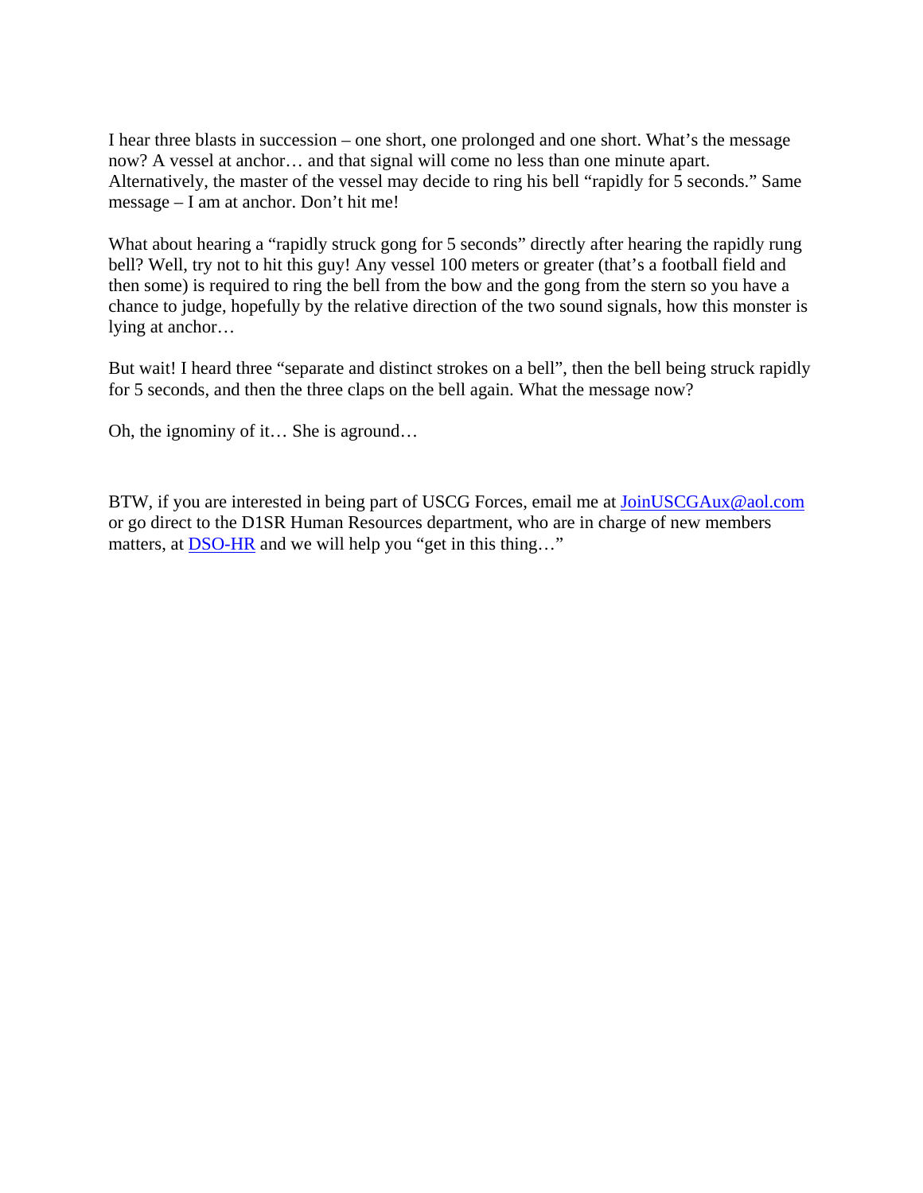I hear three blasts in succession – one short, one prolonged and one short. What's the message now? A vessel at anchor… and that signal will come no less than one minute apart. Alternatively, the master of the vessel may decide to ring his bell "rapidly for 5 seconds." Same message – I am at anchor. Don't hit me!

What about hearing a "rapidly struck gong for 5 seconds" directly after hearing the rapidly rung bell? Well, try not to hit this guy! Any vessel 100 meters or greater (that's a football field and then some) is required to ring the bell from the bow and the gong from the stern so you have a chance to judge, hopefully by the relative direction of the two sound signals, how this monster is lying at anchor…

But wait! I heard three "separate and distinct strokes on a bell", then the bell being struck rapidly for 5 seconds, and then the three claps on the bell again. What the message now?

Oh, the ignominy of it… She is aground…

BTW, if you are interested in being part of USCG Forces, email me at [JoinUSCGAux@aol.com](mailto:JoinUSCGAux@aol.com) or go direct to the D1SR Human Resources department, who are in charge of new members matters, at DSO-HR and we will help you "get in this thing…"